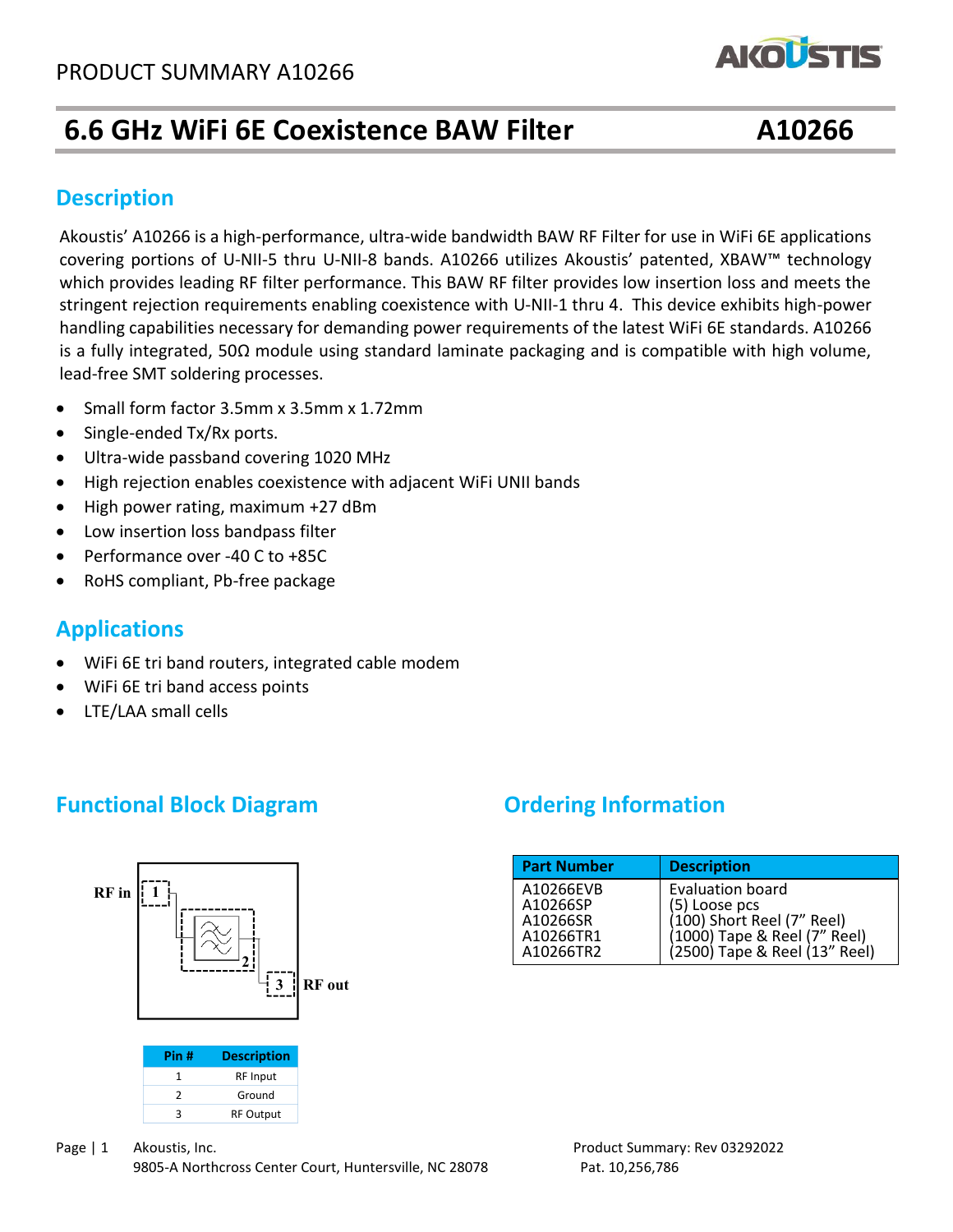# 6.6 GHz WiFi 6E Coexistence BAW Filter A10266

## Description

Akoustis' A10266 is a high-performance, ultra-wide bandwidth BAW RF Filter for use in WiFi 6E applications covering portions of U-NII-5 thru U-NII-8 bands. A10266 utilizes Akoustis' patented, XBAW™ technology which provides leading RF filter performance. This BAW RF filter provides low insertion loss and meets the stringent rejection requirements enabling coexistence with U-NII-1 thru 4. This device exhibits high-power handling capabilities necessary for demanding power requirements of the latest WiFi 6E standards. A10266 is a fully integrated, 50Ω module using standard laminate packaging and is compatible with high volume, lead-free SMT soldering processes.

- Small form factor 3.5mm x 3.5mm x 1.72mm
- Single-ended Tx/Rx ports.
- Ultra-wide passband covering 1020 MHz
- High rejection enables coexistence with adjacent WiFi UNII bands
- High power rating, maximum +27 dBm
- Low insertion loss bandpass filter
- Performance over -40 C to +85C
- RoHS compliant, Pb-free package

## Applications

- WiFi 6E tri band routers, integrated cable modem
- WiFi 6E tri band access points
- LTE/LAA small cells

## Functional Block Diagram

RF in 1 — 2 — 3 RF out

| Pin # | Description |
| --- | --- |
| 1 | RF Input |
| 2 | Ground |
| 3 | RF Output |

## Ordering Information

| Part Number | Description |
| --- | --- |
| A10266EVB | Evaluation board |
| A10266SP | (5) Loose pcs |
| A10266SR | (100) Short Reel (7" Reel) |
| A10266TR1 | (1000) Tape & Reel (7" Reel) |
| A10266TR2 | (2500) Tape & Reel (13" Reel) |

Akoustis, Inc.
9805-A Northcross Center Court, Huntersville, NC 28078

Product Summary: Rev 03292022
Pat. 10,256,786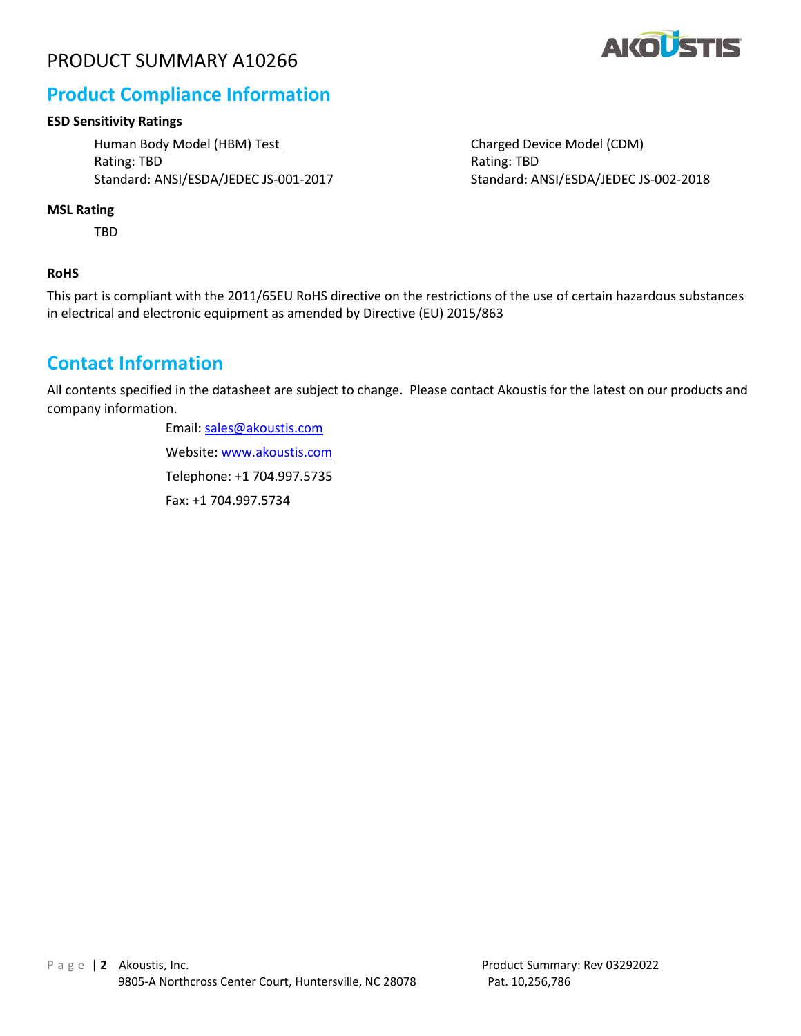## Product Compliance Information

**ESD Sensitivity Ratings**

Human Body Model (HBM) Test
Rating: TBD
Standard: ANSI/ESDA/JEDEC JS-001-2017

Charged Device Model (CDM)
Rating: TBD
Standard: ANSI/ESDA/JEDEC JS-002-2018

**MSL Rating**

TBD

**RoHS**

This part is compliant with the 2011/65EU RoHS directive on the restrictions of the use of certain hazardous substances in electrical and electronic equipment as amended by Directive (EU) 2015/863

## Contact Information

All contents specified in the datasheet are subject to change. Please contact Akoustis for the latest on our products and company information.

Email: sales@akoustis.com

Website: www.akoustis.com

Telephone: +1 704.997.5735

Fax: +1 704.997.5734